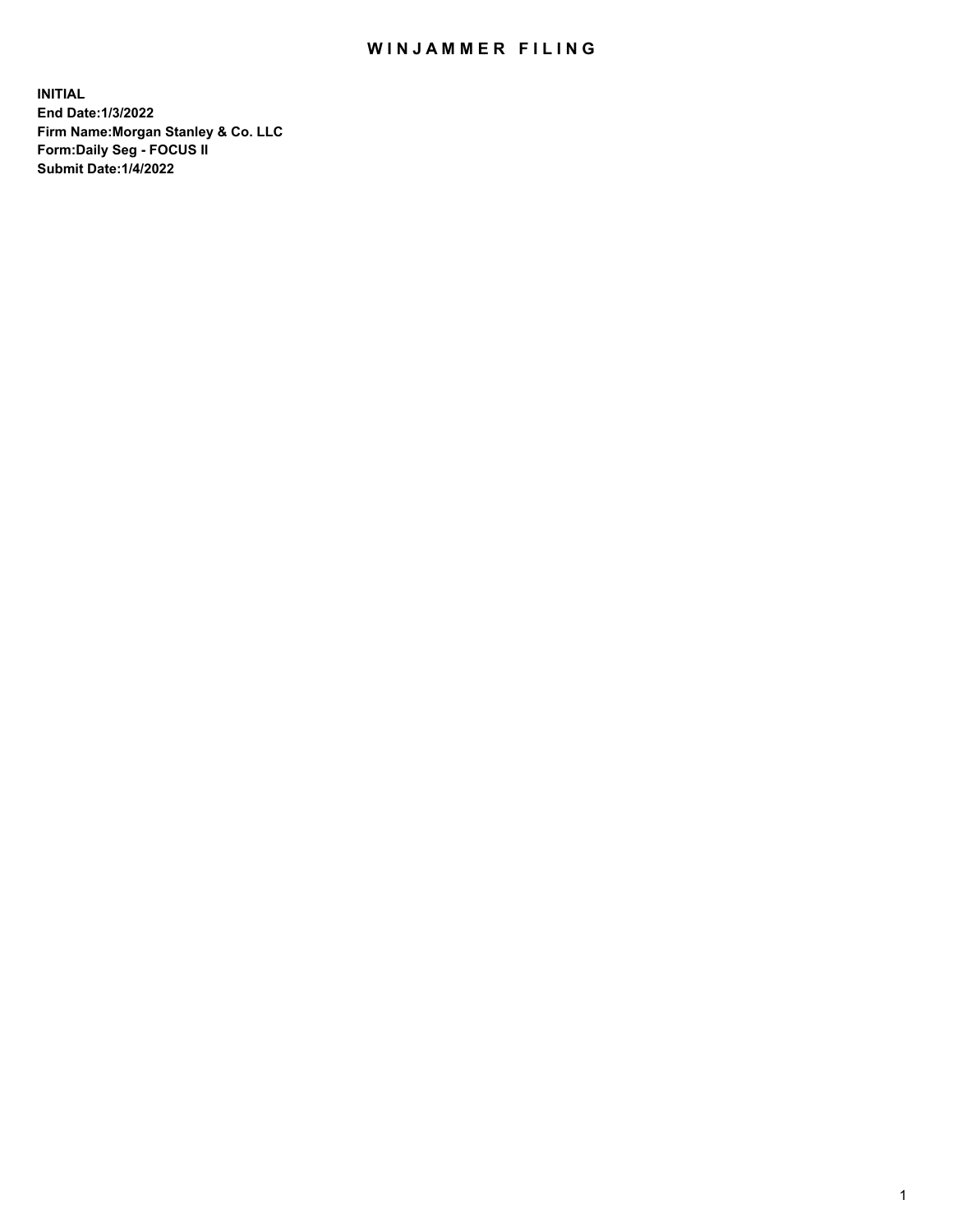# WINJAMMER FILING

**INITIAL**
**End Date:1/3/2022**
**Firm Name:Morgan Stanley & Co. LLC**
**Form:Daily Seg - FOCUS II**
**Submit Date:1/4/2022**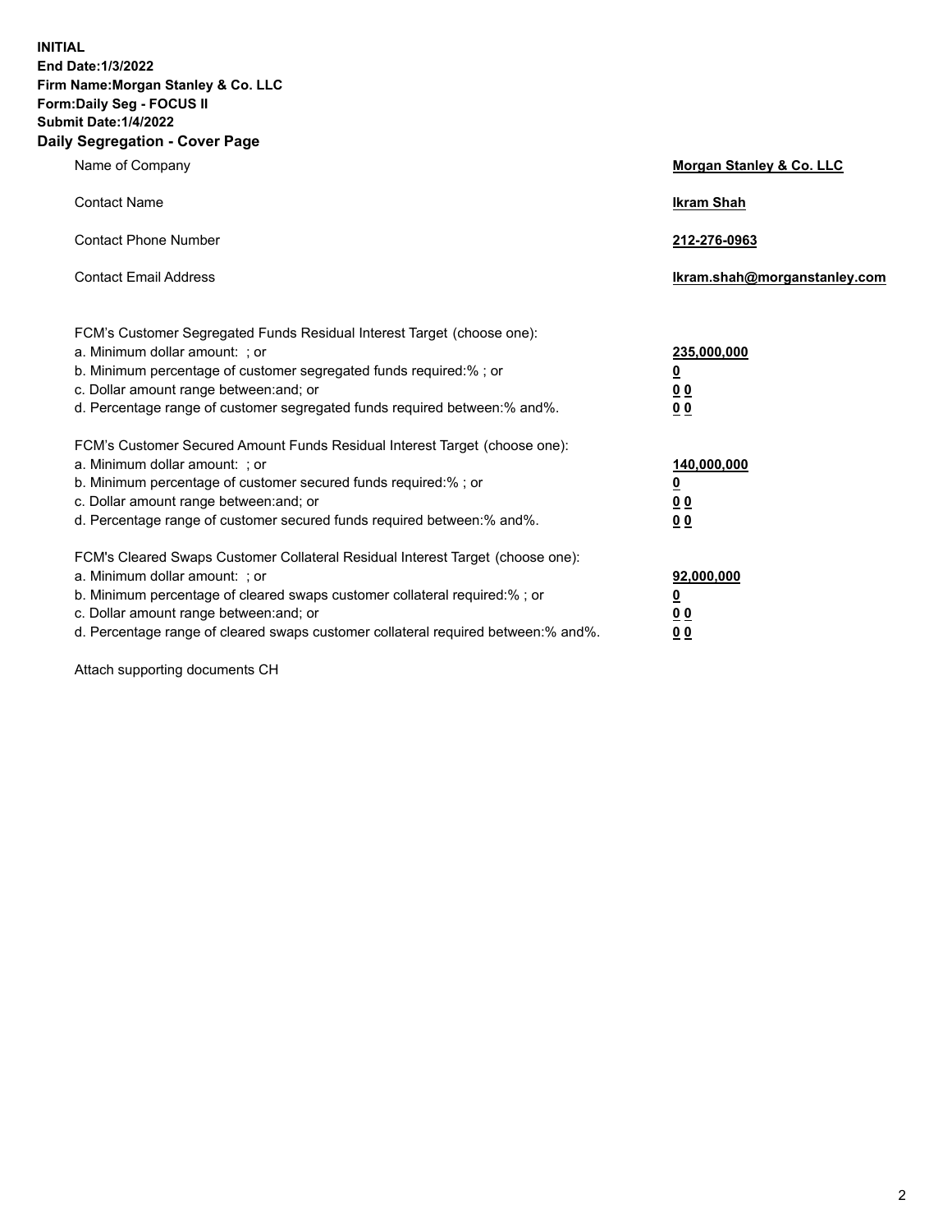**INITIAL**
**End Date:1/3/2022**
**Firm Name:Morgan Stanley & Co. LLC**
**Form:Daily Seg - FOCUS II**
**Submit Date:1/4/2022**

## Daily Segregation - Cover Page

| | |
|---|---|
| Name of Company | **Morgan Stanley & Co. LLC** |
| Contact Name | **Ikram Shah** |
| Contact Phone Number | **212-276-0963** |
| Contact Email Address | **Ikram.shah@morganstanley.com** |

| | |
|---|---|
| FCM's Customer Segregated Funds Residual Interest Target (choose one): | |
| a. Minimum dollar amount: ; or | **235,000,000** |
| b. Minimum percentage of customer segregated funds required:% ; or | **0** |
| c. Dollar amount range between:and; or | **0 0** |
| d. Percentage range of customer segregated funds required between:% and%. | **0 0** |
| FCM's Customer Secured Amount Funds Residual Interest Target (choose one): | |
| a. Minimum dollar amount: ; or | **140,000,000** |
| b. Minimum percentage of customer secured funds required:% ; or | **0** |
| c. Dollar amount range between:and; or | **0 0** |
| d. Percentage range of customer secured funds required between:% and%. | **0 0** |
| FCM's Cleared Swaps Customer Collateral Residual Interest Target (choose one): | |
| a. Minimum dollar amount: ; or | **92,000,000** |
| b. Minimum percentage of cleared swaps customer collateral required:% ; or | **0** |
| c. Dollar amount range between:and; or | **0 0** |
| d. Percentage range of cleared swaps customer collateral required between:% and%. | **0 0** |

Attach supporting documents CH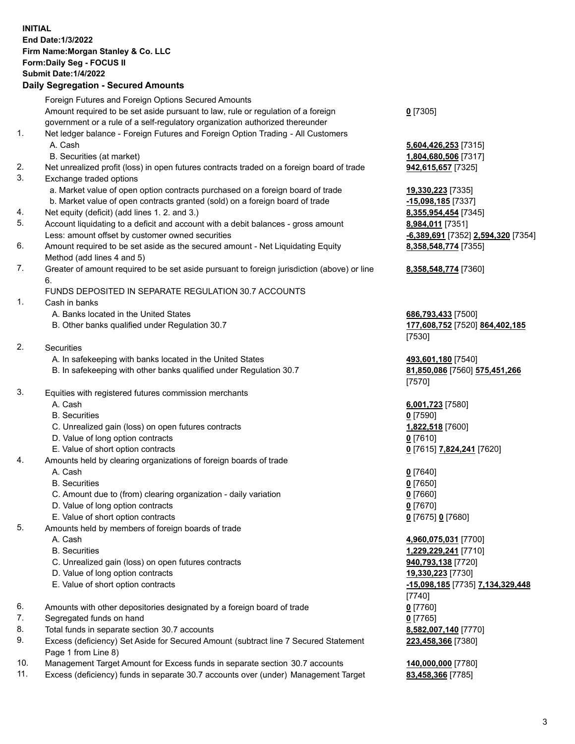**INITIAL**
**End Date:1/3/2022**
**Firm Name:Morgan Stanley & Co. LLC**
**Form:Daily Seg - FOCUS II**
**Submit Date:1/4/2022**

## Daily Segregation - Secured Amounts

| | | |
|---|---|---|
| | Foreign Futures and Foreign Options Secured Amounts | |
| | Amount required to be set aside pursuant to law, rule or regulation of a foreign government or a rule of a self-regulatory organization authorized thereunder | **0** [7305] |
| 1. | Net ledger balance - Foreign Futures and Foreign Option Trading - All Customers | |
| | A. Cash | **5,604,426,253** [7315] |
| | B. Securities (at market) | **1,804,680,506** [7317] |
| 2. | Net unrealized profit (loss) in open futures contracts traded on a foreign board of trade | **942,615,657** [7325] |
| 3. | Exchange traded options | |
| | a. Market value of open option contracts purchased on a foreign board of trade | **19,330,223** [7335] |
| | b. Market value of open contracts granted (sold) on a foreign board of trade | **-15,098,185** [7337] |
| 4. | Net equity (deficit) (add lines 1. 2. and 3.) | **8,355,954,454** [7345] |
| 5. | Account liquidating to a deficit and account with a debit balances - gross amount | **8,984,011** [7351] |
| | Less: amount offset by customer owned securities | **-6,389,691** [7352] **2,594,320** [7354] |
| 6. | Amount required to be set aside as the secured amount - Net Liquidating Equity Method (add lines 4 and 5) | **8,358,548,774** [7355] |
| 7. | Greater of amount required to be set aside pursuant to foreign jurisdiction (above) or line 6. | **8,358,548,774** [7360] |
| | FUNDS DEPOSITED IN SEPARATE REGULATION 30.7 ACCOUNTS | |
| 1. | Cash in banks | |
| | A. Banks located in the United States | **686,793,433** [7500] |
| | B. Other banks qualified under Regulation 30.7 | **177,608,752** [7520] **864,402,185** [7530] |
| 2. | Securities | |
| | A. In safekeeping with banks located in the United States | **493,601,180** [7540] |
| | B. In safekeeping with other banks qualified under Regulation 30.7 | **81,850,086** [7560] **575,451,266** [7570] |
| 3. | Equities with registered futures commission merchants | |
| | A. Cash | **6,001,723** [7580] |
| | B. Securities | **0** [7590] |
| | C. Unrealized gain (loss) on open futures contracts | **1,822,518** [7600] |
| | D. Value of long option contracts | **0** [7610] |
| | E. Value of short option contracts | **0** [7615] **7,824,241** [7620] |
| 4. | Amounts held by clearing organizations of foreign boards of trade | |
| | A. Cash | **0** [7640] |
| | B. Securities | **0** [7650] |
| | C. Amount due to (from) clearing organization - daily variation | **0** [7660] |
| | D. Value of long option contracts | **0** [7670] |
| | E. Value of short option contracts | **0** [7675] **0** [7680] |
| 5. | Amounts held by members of foreign boards of trade | |
| | A. Cash | **4,960,075,031** [7700] |
| | B. Securities | **1,229,229,241** [7710] |
| | C. Unrealized gain (loss) on open futures contracts | **940,793,138** [7720] |
| | D. Value of long option contracts | **19,330,223** [7730] |
| | E. Value of short option contracts | **-15,098,185** [7735] **7,134,329,448** [7740] |
| 6. | Amounts with other depositories designated by a foreign board of trade | **0** [7760] |
| 7. | Segregated funds on hand | **0** [7765] |
| 8. | Total funds in separate section 30.7 accounts | **8,582,007,140** [7770] |
| 9. | Excess (deficiency) Set Aside for Secured Amount (subtract line 7 Secured Statement Page 1 from Line 8) | **223,458,366** [7380] |
| 10. | Management Target Amount for Excess funds in separate section 30.7 accounts | **140,000,000** [7780] |
| 11. | Excess (deficiency) funds in separate 30.7 accounts over (under) Management Target | **83,458,366** [7785] |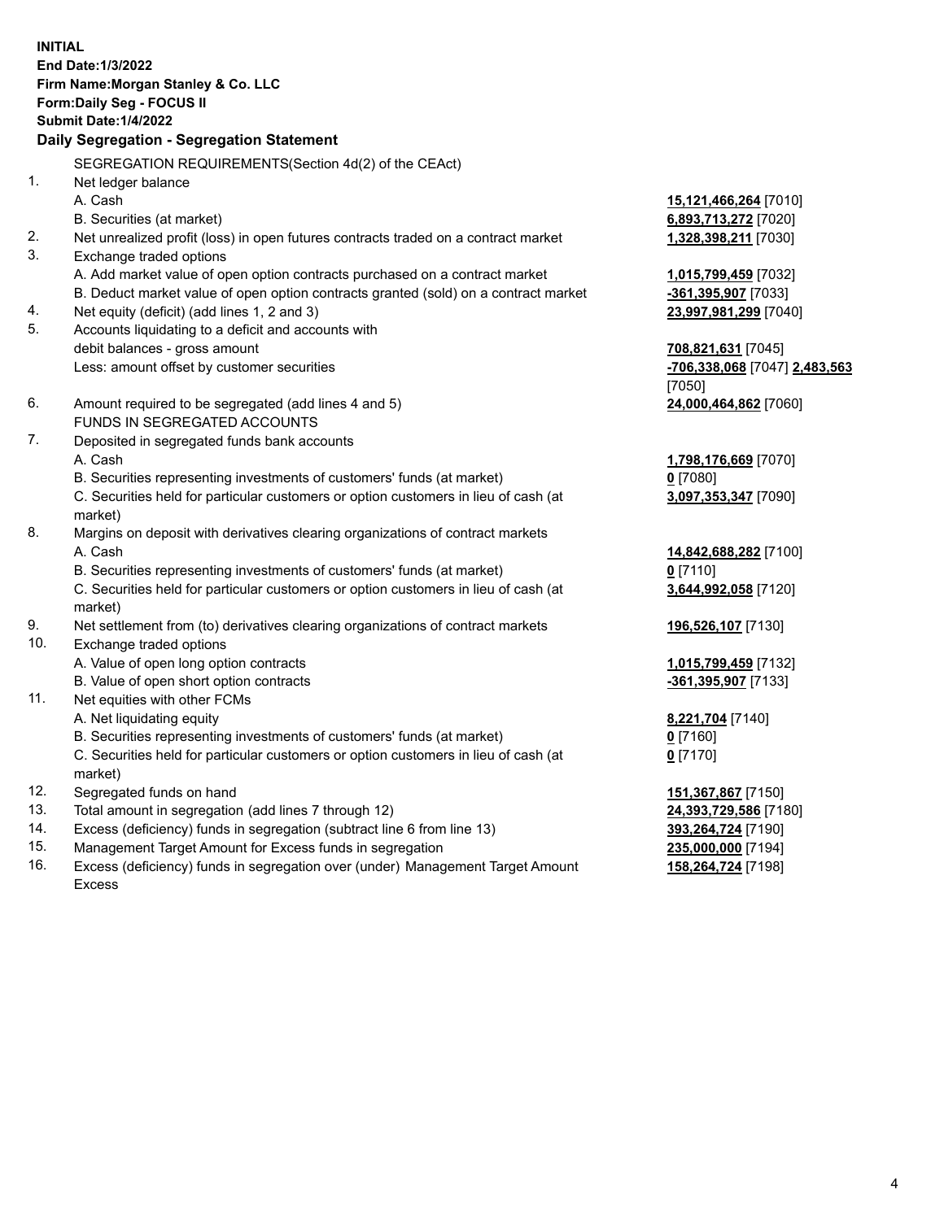**INITIAL**
**End Date:1/3/2022**
**Firm Name:Morgan Stanley & Co. LLC**
**Form:Daily Seg - FOCUS II**
**Submit Date:1/4/2022**

## Daily Segregation - Segregation Statement

| | | |
|---|---|---|
| | SEGREGATION REQUIREMENTS(Section 4d(2) of the CEAct) | |
| 1. | Net ledger balance | |
| | A. Cash | **15,121,466,264** [7010] |
| | B. Securities (at market) | **6,893,713,272** [7020] |
| 2. | Net unrealized profit (loss) in open futures contracts traded on a contract market | **1,328,398,211** [7030] |
| 3. | Exchange traded options | |
| | A. Add market value of open option contracts purchased on a contract market | **1,015,799,459** [7032] |
| | B. Deduct market value of open option contracts granted (sold) on a contract market | **-361,395,907** [7033] |
| 4. | Net equity (deficit) (add lines 1, 2 and 3) | **23,997,981,299** [7040] |
| 5. | Accounts liquidating to a deficit and accounts with debit balances - gross amount | **708,821,631** [7045] |
| | Less: amount offset by customer securities | **-706,338,068** [7047] **2,483,563** [7050] |
| 6. | Amount required to be segregated (add lines 4 and 5) | **24,000,464,862** [7060] |
| | FUNDS IN SEGREGATED ACCOUNTS | |
| 7. | Deposited in segregated funds bank accounts | |
| | A. Cash | **1,798,176,669** [7070] |
| | B. Securities representing investments of customers' funds (at market) | **0** [7080] |
| | C. Securities held for particular customers or option customers in lieu of cash (at market) | **3,097,353,347** [7090] |
| 8. | Margins on deposit with derivatives clearing organizations of contract markets | |
| | A. Cash | **14,842,688,282** [7100] |
| | B. Securities representing investments of customers' funds (at market) | **0** [7110] |
| | C. Securities held for particular customers or option customers in lieu of cash (at market) | **3,644,992,058** [7120] |
| 9. | Net settlement from (to) derivatives clearing organizations of contract markets | **196,526,107** [7130] |
| 10. | Exchange traded options | |
| | A. Value of open long option contracts | **1,015,799,459** [7132] |
| | B. Value of open short option contracts | **-361,395,907** [7133] |
| 11. | Net equities with other FCMs | |
| | A. Net liquidating equity | **8,221,704** [7140] |
| | B. Securities representing investments of customers' funds (at market) | **0** [7160] |
| | C. Securities held for particular customers or option customers in lieu of cash (at market) | **0** [7170] |
| 12. | Segregated funds on hand | **151,367,867** [7150] |
| 13. | Total amount in segregation (add lines 7 through 12) | **24,393,729,586** [7180] |
| 14. | Excess (deficiency) funds in segregation (subtract line 6 from line 13) | **393,264,724** [7190] |
| 15. | Management Target Amount for Excess funds in segregation | **235,000,000** [7194] |
| 16. | Excess (deficiency) funds in segregation over (under) Management Target Amount Excess | **158,264,724** [7198] |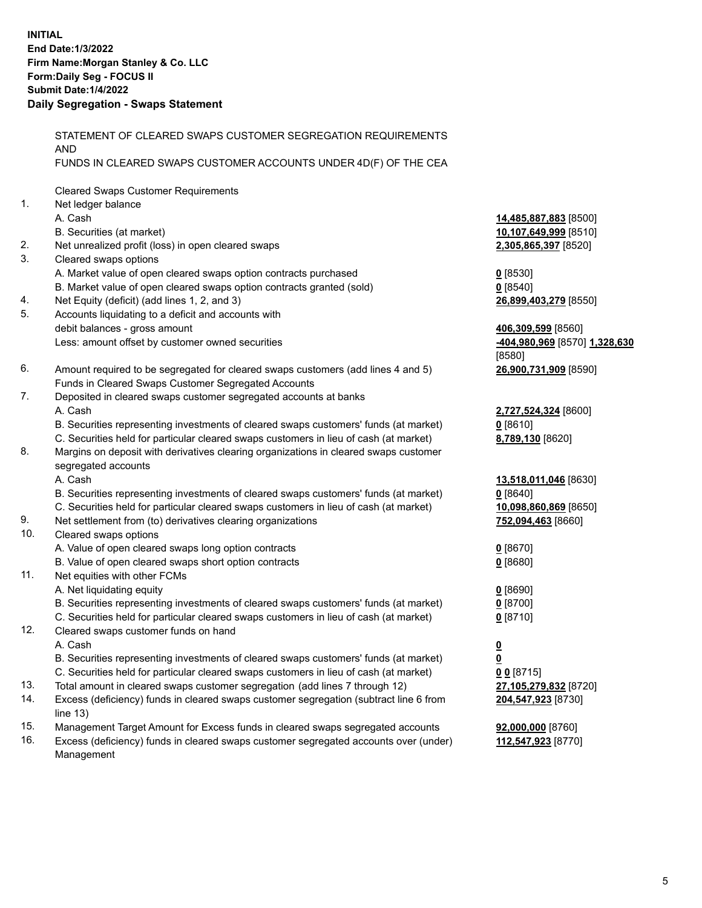**INITIAL**
**End Date:1/3/2022**
**Firm Name:Morgan Stanley & Co. LLC**
**Form:Daily Seg - FOCUS II**
**Submit Date:1/4/2022**
**Daily Segregation - Swaps Statement**

STATEMENT OF CLEARED SWAPS CUSTOMER SEGREGATION REQUIREMENTS AND
FUNDS IN CLEARED SWAPS CUSTOMER ACCOUNTS UNDER 4D(F) OF THE CEA

| | | |
|---|---|---|
| | Cleared Swaps Customer Requirements | |
| 1. | Net ledger balance | |
| | A. Cash | 14,485,887,883 [8500] |
| | B. Securities (at market) | 10,107,649,999 [8510] |
| 2. | Net unrealized profit (loss) in open cleared swaps | 2,305,865,397 [8520] |
| 3. | Cleared swaps options | |
| | A. Market value of open cleared swaps option contracts purchased | 0 [8530] |
| | B. Market value of open cleared swaps option contracts granted (sold) | 0 [8540] |
| 4. | Net Equity (deficit) (add lines 1, 2, and 3) | 26,899,403,279 [8550] |
| 5. | Accounts liquidating to a deficit and accounts with debit balances - gross amount | 406,309,599 [8560] |
| | Less: amount offset by customer owned securities | -404,980,969 [8570] 1,328,630 [8580] |
| 6. | Amount required to be segregated for cleared swaps customers (add lines 4 and 5) | 26,900,731,909 [8590] |
| | Funds in Cleared Swaps Customer Segregated Accounts | |
| 7. | Deposited in cleared swaps customer segregated accounts at banks | |
| | A. Cash | 2,727,524,324 [8600] |
| | B. Securities representing investments of cleared swaps customers' funds (at market) | 0 [8610] |
| | C. Securities held for particular cleared swaps customers in lieu of cash (at market) | 8,789,130 [8620] |
| 8. | Margins on deposit with derivatives clearing organizations in cleared swaps customer segregated accounts | |
| | A. Cash | 13,518,011,046 [8630] |
| | B. Securities representing investments of cleared swaps customers' funds (at market) | 0 [8640] |
| | C. Securities held for particular cleared swaps customers in lieu of cash (at market) | 10,098,860,869 [8650] |
| 9. | Net settlement from (to) derivatives clearing organizations | 752,094,463 [8660] |
| 10. | Cleared swaps options | |
| | A. Value of open cleared swaps long option contracts | 0 [8670] |
| | B. Value of open cleared swaps short option contracts | 0 [8680] |
| 11. | Net equities with other FCMs | |
| | A. Net liquidating equity | 0 [8690] |
| | B. Securities representing investments of cleared swaps customers' funds (at market) | 0 [8700] |
| | C. Securities held for particular cleared swaps customers in lieu of cash (at market) | 0 [8710] |
| 12. | Cleared swaps customer funds on hand | |
| | A. Cash | 0 |
| | B. Securities representing investments of cleared swaps customers' funds (at market) | 0 |
| | C. Securities held for particular cleared swaps customers in lieu of cash (at market) | 0 0 [8715] |
| 13. | Total amount in cleared swaps customer segregation (add lines 7 through 12) | 27,105,279,832 [8720] |
| 14. | Excess (deficiency) funds in cleared swaps customer segregation (subtract line 6 from line 13) | 204,547,923 [8730] |
| 15. | Management Target Amount for Excess funds in cleared swaps segregated accounts | 92,000,000 [8760] |
| 16. | Excess (deficiency) funds in cleared swaps customer segregated accounts over (under) Management | 112,547,923 [8770] |